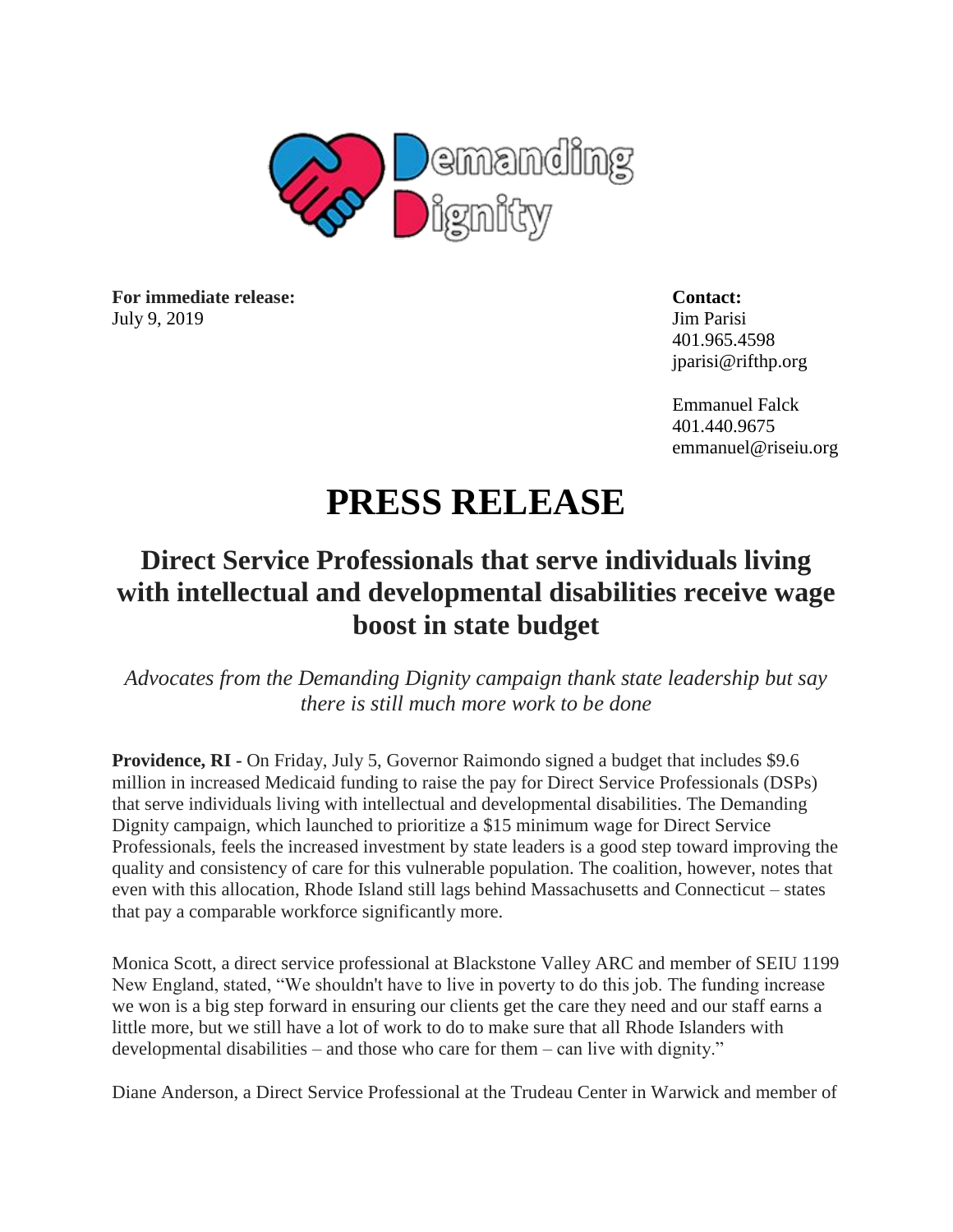Demanding Dignity

**For immediate release:**
July 9, 2019

**Contact:**
Jim Parisi
401.965.4598
jparisi@rifthp.org

Emmanuel Falck
401.440.9675
emmanuel@riseiu.org

# PRESS RELEASE

## Direct Service Professionals that serve individuals living with intellectual and developmental disabilities receive wage boost in state budget

*Advocates from the Demanding Dignity campaign thank state leadership but say there is still much more work to be done*

**Providence, RI -** On Friday, July 5, Governor Raimondo signed a budget that includes $9.6 million in increased Medicaid funding to raise the pay for Direct Service Professionals (DSPs) that serve individuals living with intellectual and developmental disabilities. The Demanding Dignity campaign, which launched to prioritize a $15 minimum wage for Direct Service Professionals, feels the increased investment by state leaders is a good step toward improving the quality and consistency of care for this vulnerable population. The coalition, however, notes that even with this allocation, Rhode Island still lags behind Massachusetts and Connecticut – states that pay a comparable workforce significantly more.

Monica Scott, a direct service professional at Blackstone Valley ARC and member of SEIU 1199 New England, stated, "We shouldn't have to live in poverty to do this job. The funding increase we won is a big step forward in ensuring our clients get the care they need and our staff earns a little more, but we still have a lot of work to do to make sure that all Rhode Islanders with developmental disabilities – and those who care for them – can live with dignity."

Diane Anderson, a Direct Service Professional at the Trudeau Center in Warwick and member of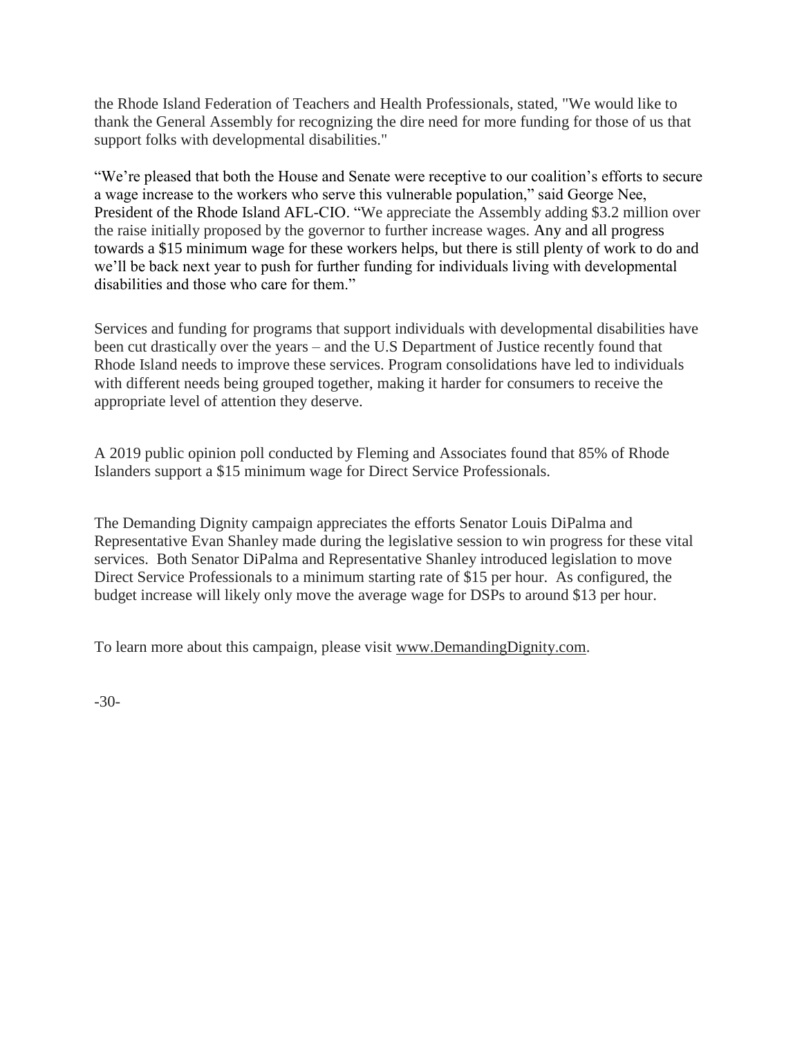the Rhode Island Federation of Teachers and Health Professionals, stated, "We would like to thank the General Assembly for recognizing the dire need for more funding for those of us that support folks with developmental disabilities."

“We’re pleased that both the House and Senate were receptive to our coalition’s efforts to secure a wage increase to the workers who serve this vulnerable population,” said George Nee, President of the Rhode Island AFL-CIO. “We appreciate the Assembly adding $3.2 million over the raise initially proposed by the governor to further increase wages. Any and all progress towards a $15 minimum wage for these workers helps, but there is still plenty of work to do and we’ll be back next year to push for further funding for individuals living with developmental disabilities and those who care for them.”

Services and funding for programs that support individuals with developmental disabilities have been cut drastically over the years – and the U.S Department of Justice recently found that Rhode Island needs to improve these services. Program consolidations have led to individuals with different needs being grouped together, making it harder for consumers to receive the appropriate level of attention they deserve.

A 2019 public opinion poll conducted by Fleming and Associates found that 85% of Rhode Islanders support a $15 minimum wage for Direct Service Professionals.

The Demanding Dignity campaign appreciates the efforts Senator Louis DiPalma and Representative Evan Shanley made during the legislative session to win progress for these vital services. Both Senator DiPalma and Representative Shanley introduced legislation to move Direct Service Professionals to a minimum starting rate of $15 per hour. As configured, the budget increase will likely only move the average wage for DSPs to around $13 per hour.

To learn more about this campaign, please visit www.DemandingDignity.com.

-30-